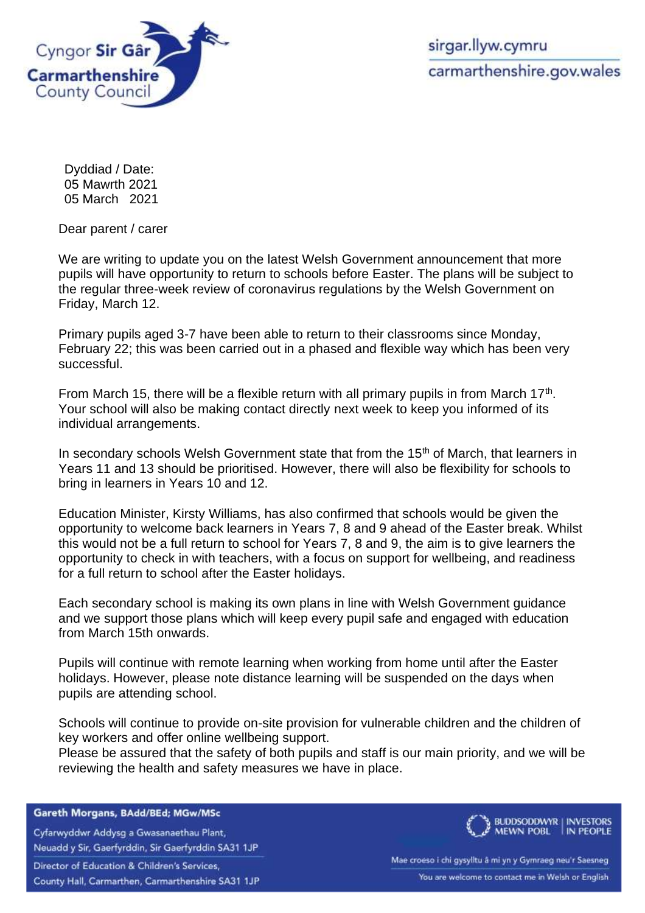Cyngor **Sir Gâr**
**Carmarthenshire**
County Council

sirgar.llyw.cymru
carmarthenshire.gov.wales

Dyddiad / Date:
05 Mawrth 2021
05 March 2021

Dear parent / carer

We are writing to update you on the latest Welsh Government announcement that more pupils will have opportunity to return to schools before Easter. The plans will be subject to the regular three-week review of coronavirus regulations by the Welsh Government on Friday, March 12.

Primary pupils aged 3-7 have been able to return to their classrooms since Monday, February 22; this was been carried out in a phased and flexible way which has been very successful.

From March 15, there will be a flexible return with all primary pupils in from March 17th. Your school will also be making contact directly next week to keep you informed of its individual arrangements.

In secondary schools Welsh Government state that from the 15th of March, that learners in Years 11 and 13 should be prioritised. However, there will also be flexibility for schools to bring in learners in Years 10 and 12.

Education Minister, Kirsty Williams, has also confirmed that schools would be given the opportunity to welcome back learners in Years 7, 8 and 9 ahead of the Easter break. Whilst this would not be a full return to school for Years 7, 8 and 9, the aim is to give learners the opportunity to check in with teachers, with a focus on support for wellbeing, and readiness for a full return to school after the Easter holidays.

Each secondary school is making its own plans in line with Welsh Government guidance and we support those plans which will keep every pupil safe and engaged with education from March 15th onwards.

Pupils will continue with remote learning when working from home until after the Easter holidays. However, please note distance learning will be suspended on the days when pupils are attending school.

Schools will continue to provide on-site provision for vulnerable children and the children of key workers and offer online wellbeing support.
Please be assured that the safety of both pupils and staff is our main priority, and we will be reviewing the health and safety measures we have in place.

**Gareth Morgans, BAdd/BEd; MGw/MSc**
Cyfarwyddwr Addysg a Gwasanaethau Plant,
Neuadd y Sir, Gaerfyrddin, Sir Gaerfyrddin SA31 1JP
Director of Education & Children's Services,
County Hall, Carmarthen, Carmarthenshire SA31 1JP

BUDDSODDWYR MEWN POBL | INVESTORS IN PEOPLE

Mae croeso i chi gysylltu â mi yn y Gymraeg neu'r Saesneg
You are welcome to contact me in Welsh or English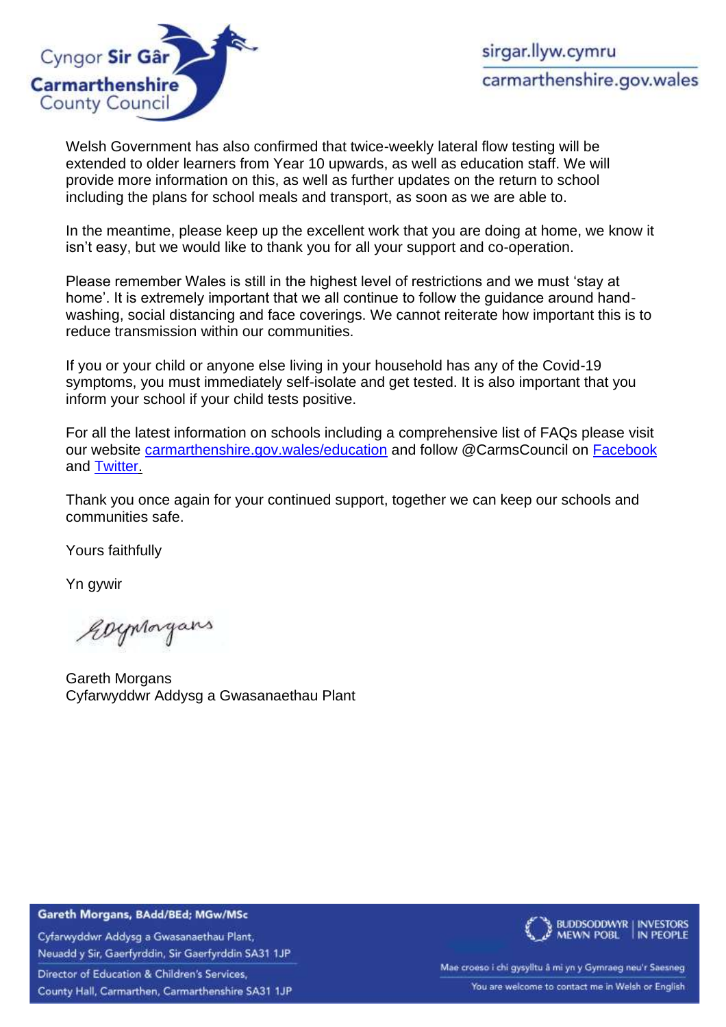Welsh Government has also confirmed that twice-weekly lateral flow testing will be extended to older learners from Year 10 upwards, as well as education staff. We will provide more information on this, as well as further updates on the return to school including the plans for school meals and transport, as soon as we are able to.

In the meantime, please keep up the excellent work that you are doing at home, we know it isn't easy, but we would like to thank you for all your support and co-operation.

Please remember Wales is still in the highest level of restrictions and we must 'stay at home'. It is extremely important that we all continue to follow the guidance around hand-washing, social distancing and face coverings. We cannot reiterate how important this is to reduce transmission within our communities.

If you or your child or anyone else living in your household has any of the Covid-19 symptoms, you must immediately self-isolate and get tested. It is also important that you inform your school if your child tests positive.

For all the latest information on schools including a comprehensive list of FAQs please visit our website [carmarthenshire.gov.wales/education](carmarthenshire.gov.wales/education) and follow @CarmsCouncil on Facebook and Twitter.

Thank you once again for your continued support, together we can keep our schools and communities safe.

Yours faithfully

Yn gywir

Gareth Morgans
Cyfarwyddwr Addysg a Gwasanaethau Plant

**Gareth Morgans, BAdd/BEd; MGw/MSc**
Cyfarwyddwr Addysg a Gwasanaethau Plant,
Neuadd y Sir, Gaerfyrddin, Sir Gaerfyrddin SA31 1JP
Director of Education & Children's Services,
County Hall, Carmarthen, Carmarthenshire SA31 1JP

Mae croeso i chi gysylltu â mi yn y Gymraeg neu'r Saesneg
You are welcome to contact me in Welsh or English